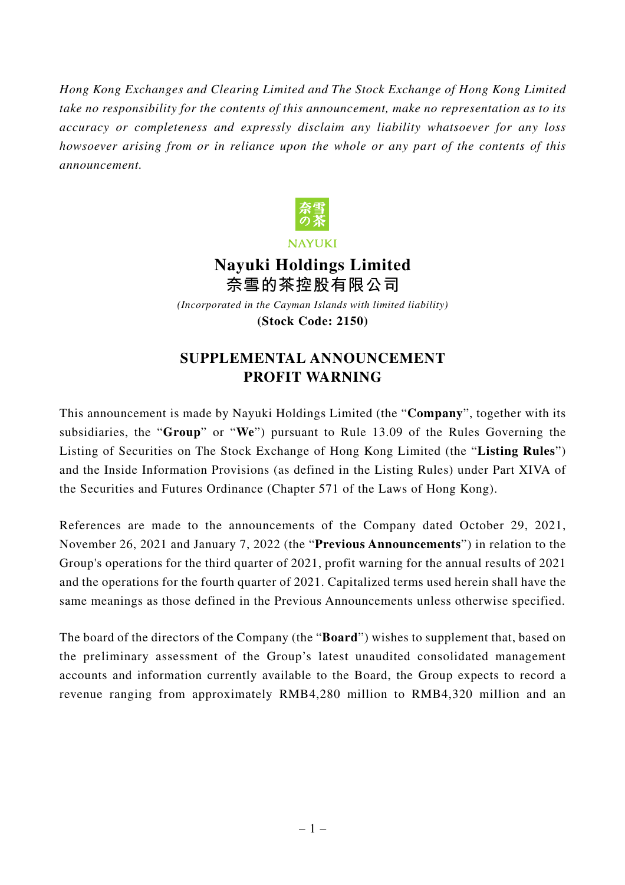*Hong Kong Exchanges and Clearing Limited and The Stock Exchange of Hong Kong Limited take no responsibility for the contents of this announcement, make no representation as to its accuracy or completeness and expressly disclaim any liability whatsoever for any loss howsoever arising from or in reliance upon the whole or any part of the contents of this announcement.*

NAYUKI

# Nayuki Holdings Limited
# 奈雪的茶控股有限公司

*(Incorporated in the Cayman Islands with limited liability)*

**(Stock Code: 2150)**

## SUPPLEMENTAL ANNOUNCEMENT
## PROFIT WARNING

This announcement is made by Nayuki Holdings Limited (the "**Company**", together with its subsidiaries, the "**Group**" or "**We**") pursuant to Rule 13.09 of the Rules Governing the Listing of Securities on The Stock Exchange of Hong Kong Limited (the "**Listing Rules**") and the Inside Information Provisions (as defined in the Listing Rules) under Part XIVA of the Securities and Futures Ordinance (Chapter 571 of the Laws of Hong Kong).

References are made to the announcements of the Company dated October 29, 2021, November 26, 2021 and January 7, 2022 (the "**Previous Announcements**") in relation to the Group's operations for the third quarter of 2021, profit warning for the annual results of 2021 and the operations for the fourth quarter of 2021. Capitalized terms used herein shall have the same meanings as those defined in the Previous Announcements unless otherwise specified.

The board of the directors of the Company (the "**Board**") wishes to supplement that, based on the preliminary assessment of the Group's latest unaudited consolidated management accounts and information currently available to the Board, the Group expects to record a revenue ranging from approximately RMB4,280 million to RMB4,320 million and an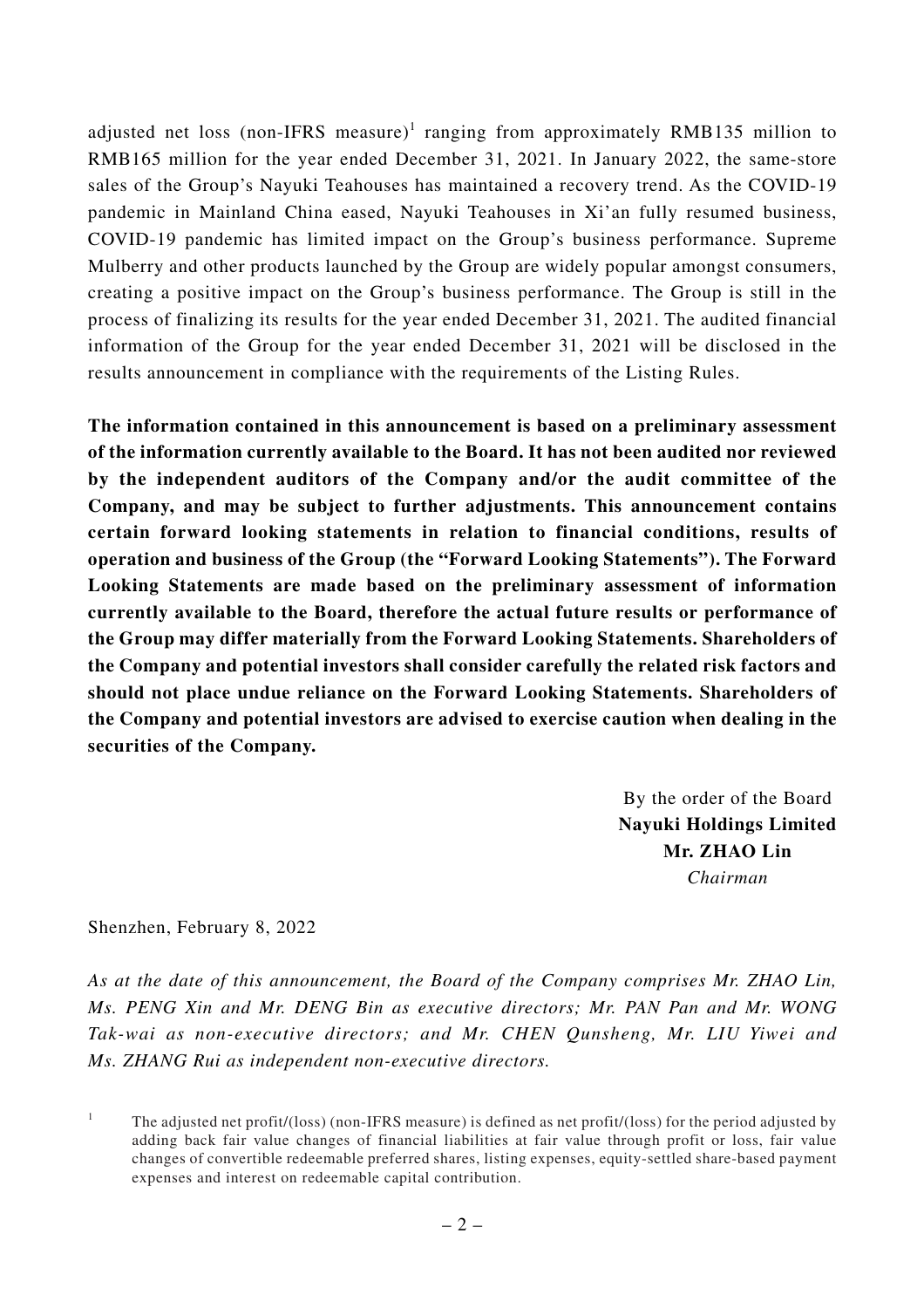adjusted net loss (non-IFRS measure)[1] ranging from approximately RMB135 million to RMB165 million for the year ended December 31, 2021. In January 2022, the same-store sales of the Group's Nayuki Teahouses has maintained a recovery trend. As the COVID-19 pandemic in Mainland China eased, Nayuki Teahouses in Xi'an fully resumed business, COVID-19 pandemic has limited impact on the Group's business performance. Supreme Mulberry and other products launched by the Group are widely popular amongst consumers, creating a positive impact on the Group's business performance. The Group is still in the process of finalizing its results for the year ended December 31, 2021. The audited financial information of the Group for the year ended December 31, 2021 will be disclosed in the results announcement in compliance with the requirements of the Listing Rules.

**The information contained in this announcement is based on a preliminary assessment of the information currently available to the Board. It has not been audited nor reviewed by the independent auditors of the Company and/or the audit committee of the Company, and may be subject to further adjustments. This announcement contains certain forward looking statements in relation to financial conditions, results of operation and business of the Group (the "Forward Looking Statements"). The Forward Looking Statements are made based on the preliminary assessment of information currently available to the Board, therefore the actual future results or performance of the Group may differ materially from the Forward Looking Statements. Shareholders of the Company and potential investors shall consider carefully the related risk factors and should not place undue reliance on the Forward Looking Statements. Shareholders of the Company and potential investors are advised to exercise caution when dealing in the securities of the Company.**

By the order of the Board
**Nayuki Holdings Limited**
**Mr. ZHAO Lin**
*Chairman*

Shenzhen, February 8, 2022

*As at the date of this announcement, the Board of the Company comprises Mr. ZHAO Lin, Ms. PENG Xin and Mr. DENG Bin as executive directors; Mr. PAN Pan and Mr. WONG Tak-wai as non-executive directors; and Mr. CHEN Qunsheng, Mr. LIU Yiwei and Ms. ZHANG Rui as independent non-executive directors.*

[1] The adjusted net profit/(loss) (non-IFRS measure) is defined as net profit/(loss) for the period adjusted by adding back fair value changes of financial liabilities at fair value through profit or loss, fair value changes of convertible redeemable preferred shares, listing expenses, equity-settled share-based payment expenses and interest on redeemable capital contribution.